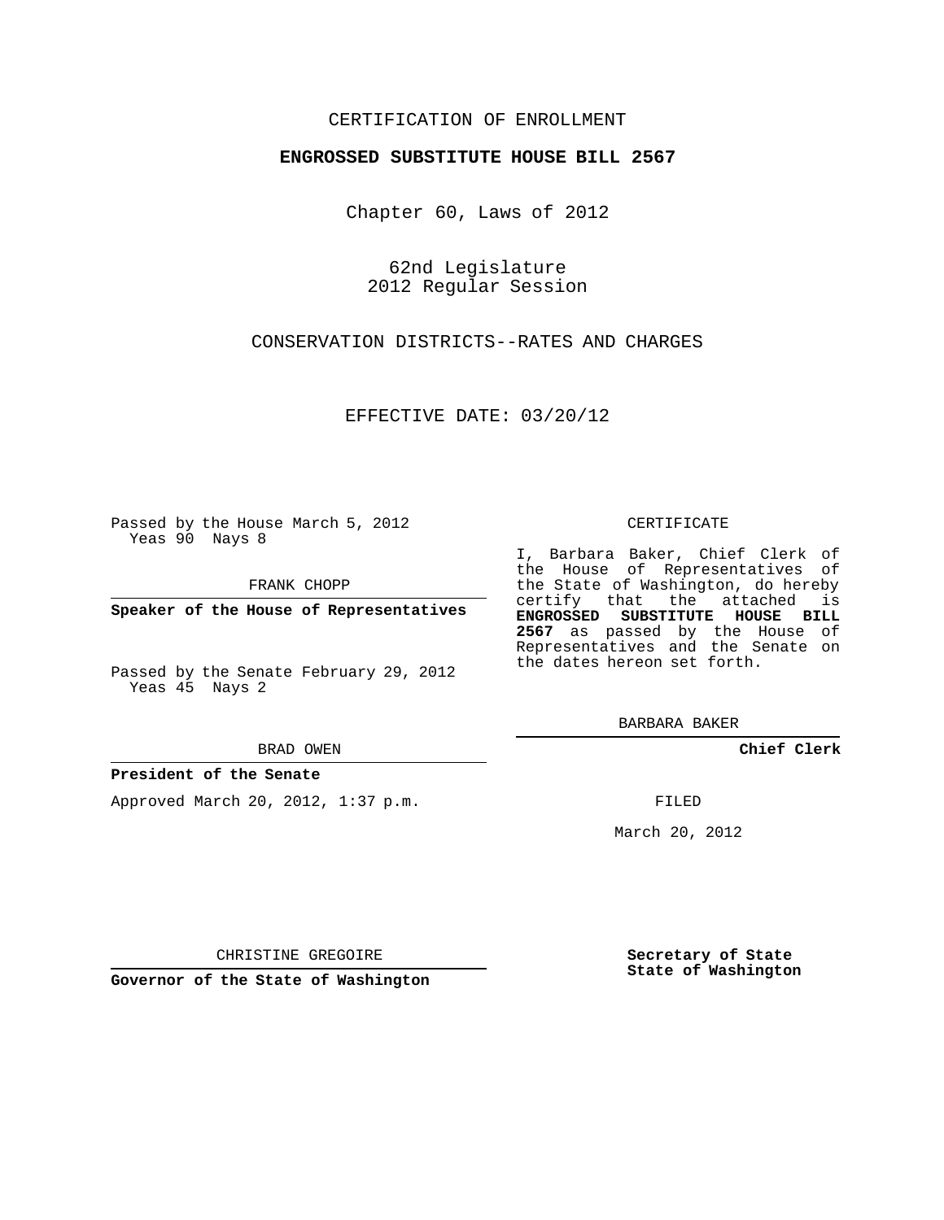CERTIFICATION OF ENROLLMENT

**ENGROSSED SUBSTITUTE HOUSE BILL 2567**

Chapter 60, Laws of 2012

62nd Legislature
2012 Regular Session

CONSERVATION DISTRICTS--RATES AND CHARGES

EFFECTIVE DATE: 03/20/12

Passed by the House March 5, 2012
Yeas 90 Nays 8

FRANK CHOPP

**Speaker of the House of Representatives**

Passed by the Senate February 29, 2012
Yeas 45 Nays 2

BRAD OWEN

**President of the Senate**

Approved March 20, 2012, 1:37 p.m.

CHRISTINE GREGOIRE

**Governor of the State of Washington**

CERTIFICATE

I, Barbara Baker, Chief Clerk of the House of Representatives of the State of Washington, do hereby certify that the attached is **ENGROSSED SUBSTITUTE HOUSE BILL 2567** as passed by the House of Representatives and the Senate on the dates hereon set forth.

BARBARA BAKER

**Chief Clerk**

FILED

March 20, 2012

**Secretary of State**
**State of Washington**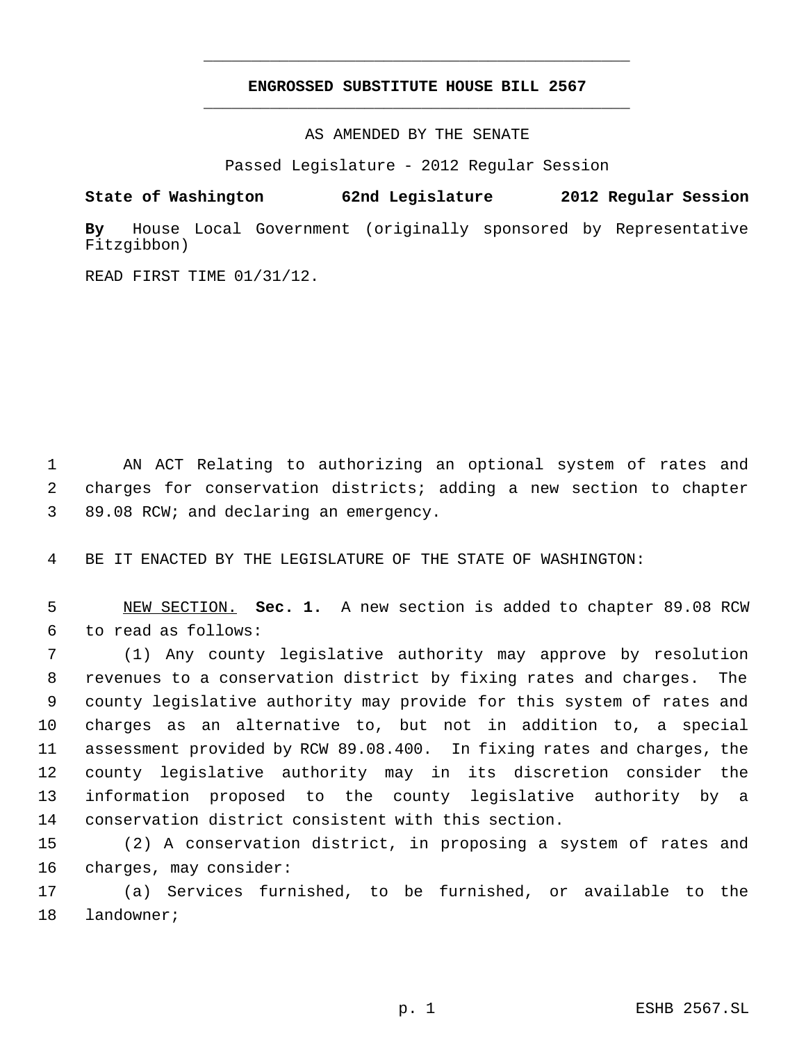# ENGROSSED SUBSTITUTE HOUSE BILL 2567

AS AMENDED BY THE SENATE

Passed Legislature - 2012 Regular Session

**State of Washington 62nd Legislature 2012 Regular Session**

**By** House Local Government (originally sponsored by Representative Fitzgibbon)

READ FIRST TIME 01/31/12.

AN ACT Relating to authorizing an optional system of rates and charges for conservation districts; adding a new section to chapter 89.08 RCW; and declaring an emergency.

BE IT ENACTED BY THE LEGISLATURE OF THE STATE OF WASHINGTON:

NEW SECTION. **Sec. 1.** A new section is added to chapter 89.08 RCW to read as follows:

(1) Any county legislative authority may approve by resolution revenues to a conservation district by fixing rates and charges. The county legislative authority may provide for this system of rates and charges as an alternative to, but not in addition to, a special assessment provided by RCW 89.08.400. In fixing rates and charges, the county legislative authority may in its discretion consider the information proposed to the county legislative authority by a conservation district consistent with this section.

(2) A conservation district, in proposing a system of rates and charges, may consider:

(a) Services furnished, to be furnished, or available to the landowner;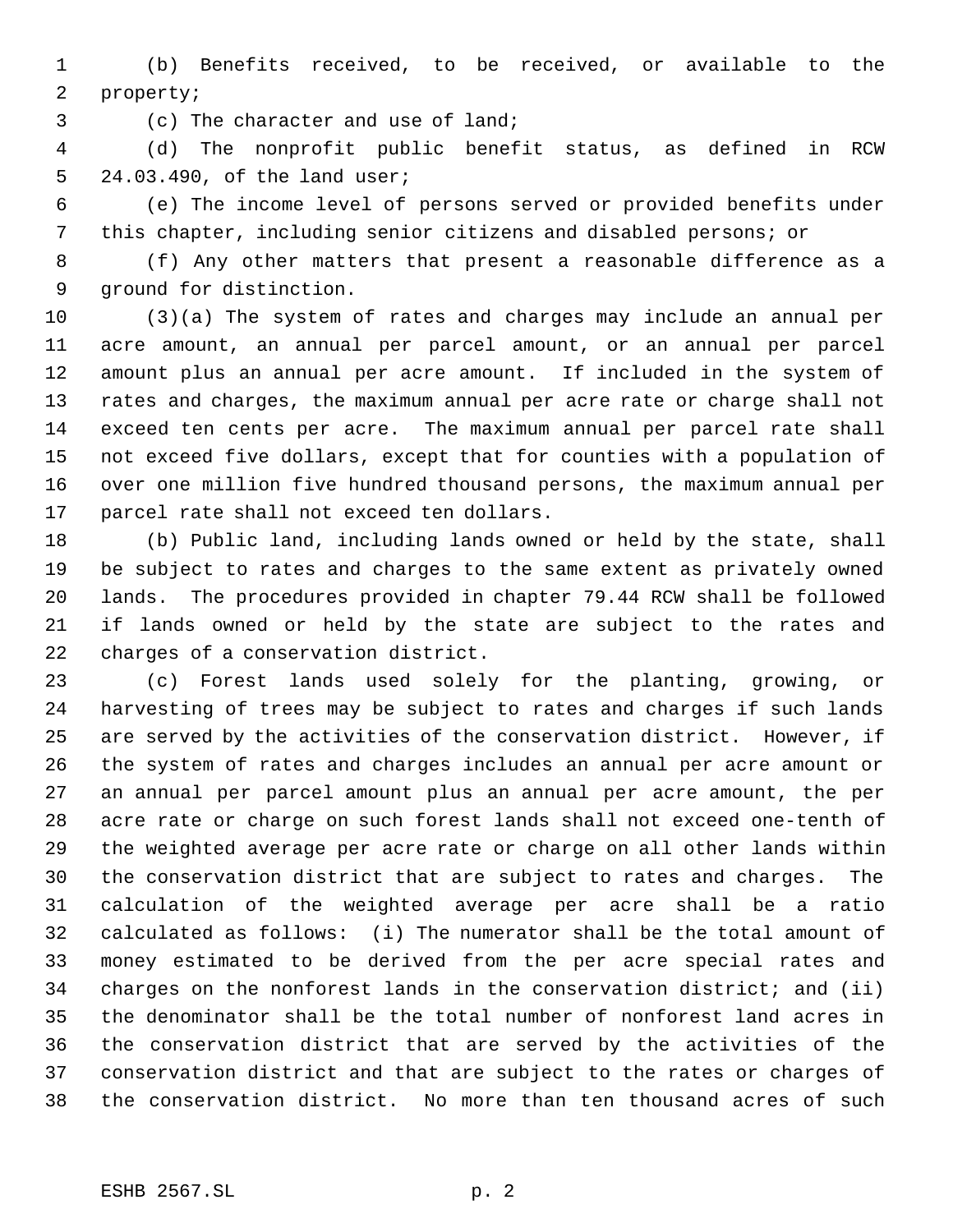(b) Benefits received, to be received, or available to the property;

(c) The character and use of land;

(d) The nonprofit public benefit status, as defined in RCW 24.03.490, of the land user;

(e) The income level of persons served or provided benefits under this chapter, including senior citizens and disabled persons; or

(f) Any other matters that present a reasonable difference as a ground for distinction.

(3)(a) The system of rates and charges may include an annual per acre amount, an annual per parcel amount, or an annual per parcel amount plus an annual per acre amount. If included in the system of rates and charges, the maximum annual per acre rate or charge shall not exceed ten cents per acre. The maximum annual per parcel rate shall not exceed five dollars, except that for counties with a population of over one million five hundred thousand persons, the maximum annual per parcel rate shall not exceed ten dollars.

(b) Public land, including lands owned or held by the state, shall be subject to rates and charges to the same extent as privately owned lands. The procedures provided in chapter 79.44 RCW shall be followed if lands owned or held by the state are subject to the rates and charges of a conservation district.

(c) Forest lands used solely for the planting, growing, or harvesting of trees may be subject to rates and charges if such lands are served by the activities of the conservation district. However, if the system of rates and charges includes an annual per acre amount or an annual per parcel amount plus an annual per acre amount, the per acre rate or charge on such forest lands shall not exceed one-tenth of the weighted average per acre rate or charge on all other lands within the conservation district that are subject to rates and charges. The calculation of the weighted average per acre shall be a ratio calculated as follows: (i) The numerator shall be the total amount of money estimated to be derived from the per acre special rates and charges on the nonforest lands in the conservation district; and (ii) the denominator shall be the total number of nonforest land acres in the conservation district that are served by the activities of the conservation district and that are subject to the rates or charges of the conservation district. No more than ten thousand acres of such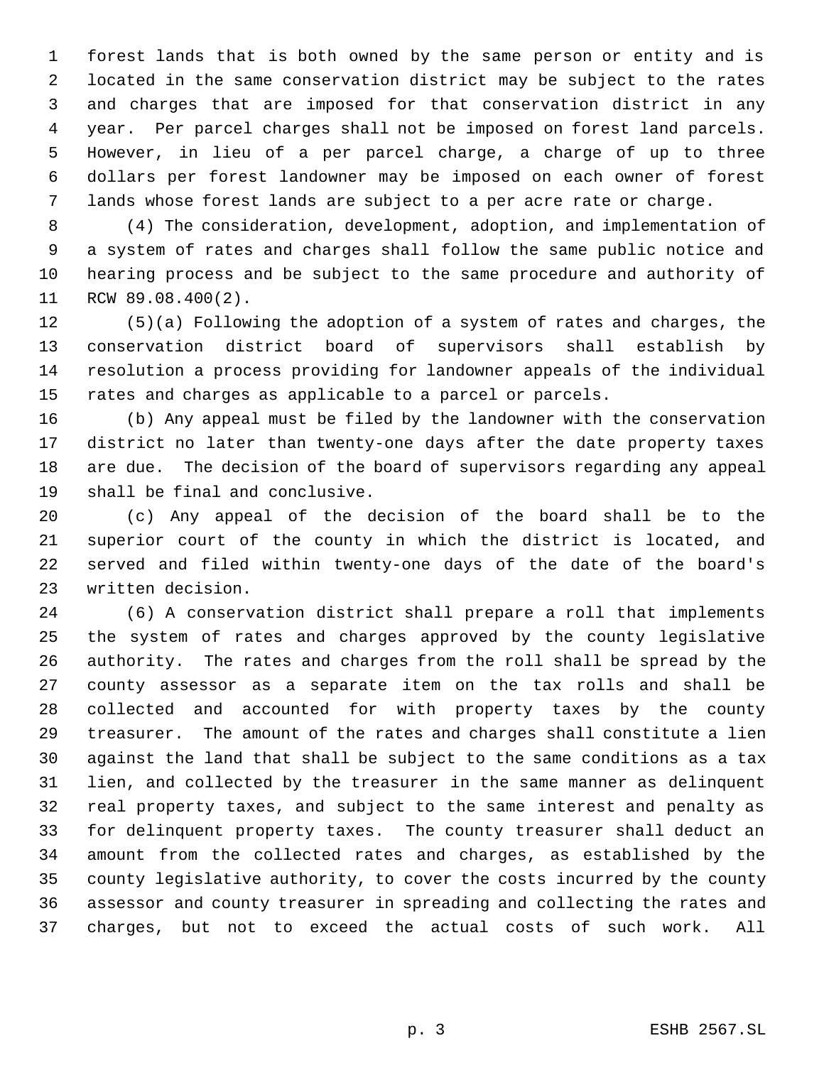forest lands that is both owned by the same person or entity and is located in the same conservation district may be subject to the rates and charges that are imposed for that conservation district in any year. Per parcel charges shall not be imposed on forest land parcels. However, in lieu of a per parcel charge, a charge of up to three dollars per forest landowner may be imposed on each owner of forest lands whose forest lands are subject to a per acre rate or charge.

(4) The consideration, development, adoption, and implementation of a system of rates and charges shall follow the same public notice and hearing process and be subject to the same procedure and authority of RCW 89.08.400(2).

(5)(a) Following the adoption of a system of rates and charges, the conservation district board of supervisors shall establish by resolution a process providing for landowner appeals of the individual rates and charges as applicable to a parcel or parcels.

(b) Any appeal must be filed by the landowner with the conservation district no later than twenty-one days after the date property taxes are due. The decision of the board of supervisors regarding any appeal shall be final and conclusive.

(c) Any appeal of the decision of the board shall be to the superior court of the county in which the district is located, and served and filed within twenty-one days of the date of the board's written decision.

(6) A conservation district shall prepare a roll that implements the system of rates and charges approved by the county legislative authority. The rates and charges from the roll shall be spread by the county assessor as a separate item on the tax rolls and shall be collected and accounted for with property taxes by the county treasurer. The amount of the rates and charges shall constitute a lien against the land that shall be subject to the same conditions as a tax lien, and collected by the treasurer in the same manner as delinquent real property taxes, and subject to the same interest and penalty as for delinquent property taxes. The county treasurer shall deduct an amount from the collected rates and charges, as established by the county legislative authority, to cover the costs incurred by the county assessor and county treasurer in spreading and collecting the rates and charges, but not to exceed the actual costs of such work. All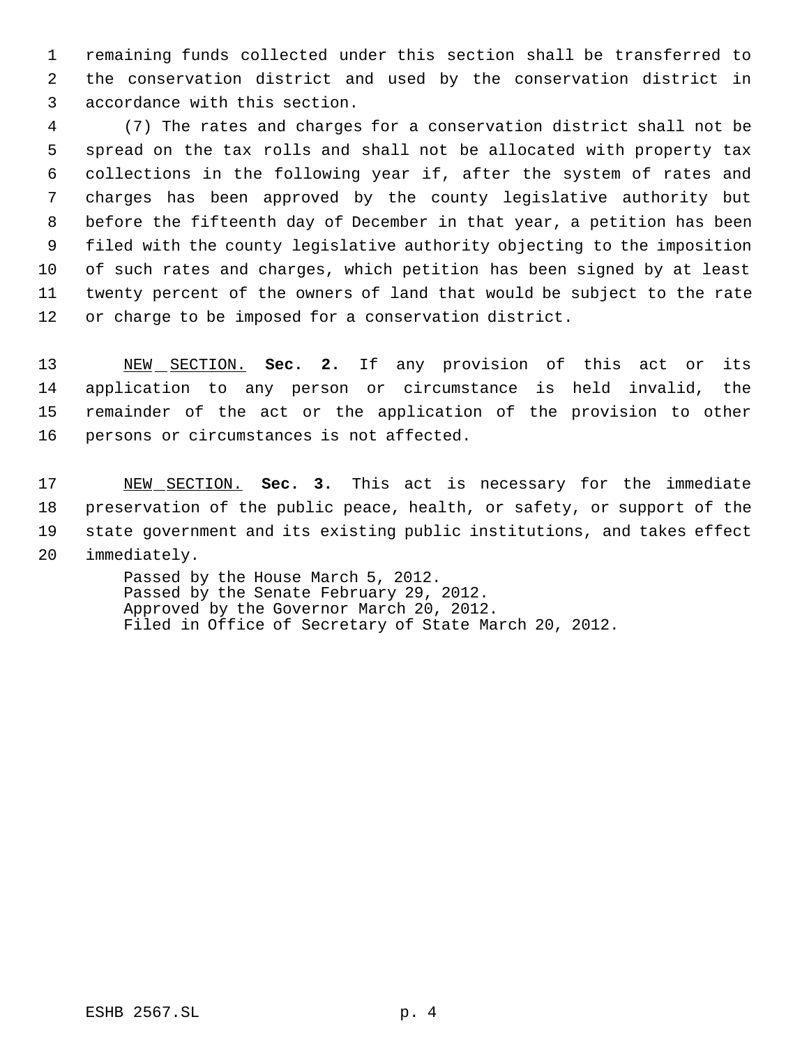remaining funds collected under this section shall be transferred to the conservation district and used by the conservation district in accordance with this section.

(7) The rates and charges for a conservation district shall not be spread on the tax rolls and shall not be allocated with property tax collections in the following year if, after the system of rates and charges has been approved by the county legislative authority but before the fifteenth day of December in that year, a petition has been filed with the county legislative authority objecting to the imposition of such rates and charges, which petition has been signed by at least twenty percent of the owners of land that would be subject to the rate or charge to be imposed for a conservation district.

NEW SECTION. **Sec. 2.** If any provision of this act or its application to any person or circumstance is held invalid, the remainder of the act or the application of the provision to other persons or circumstances is not affected.

NEW SECTION. **Sec. 3.** This act is necessary for the immediate preservation of the public peace, health, or safety, or support of the state government and its existing public institutions, and takes effect immediately.

Passed by the House March 5, 2012.
Passed by the Senate February 29, 2012.
Approved by the Governor March 20, 2012.
Filed in Office of Secretary of State March 20, 2012.